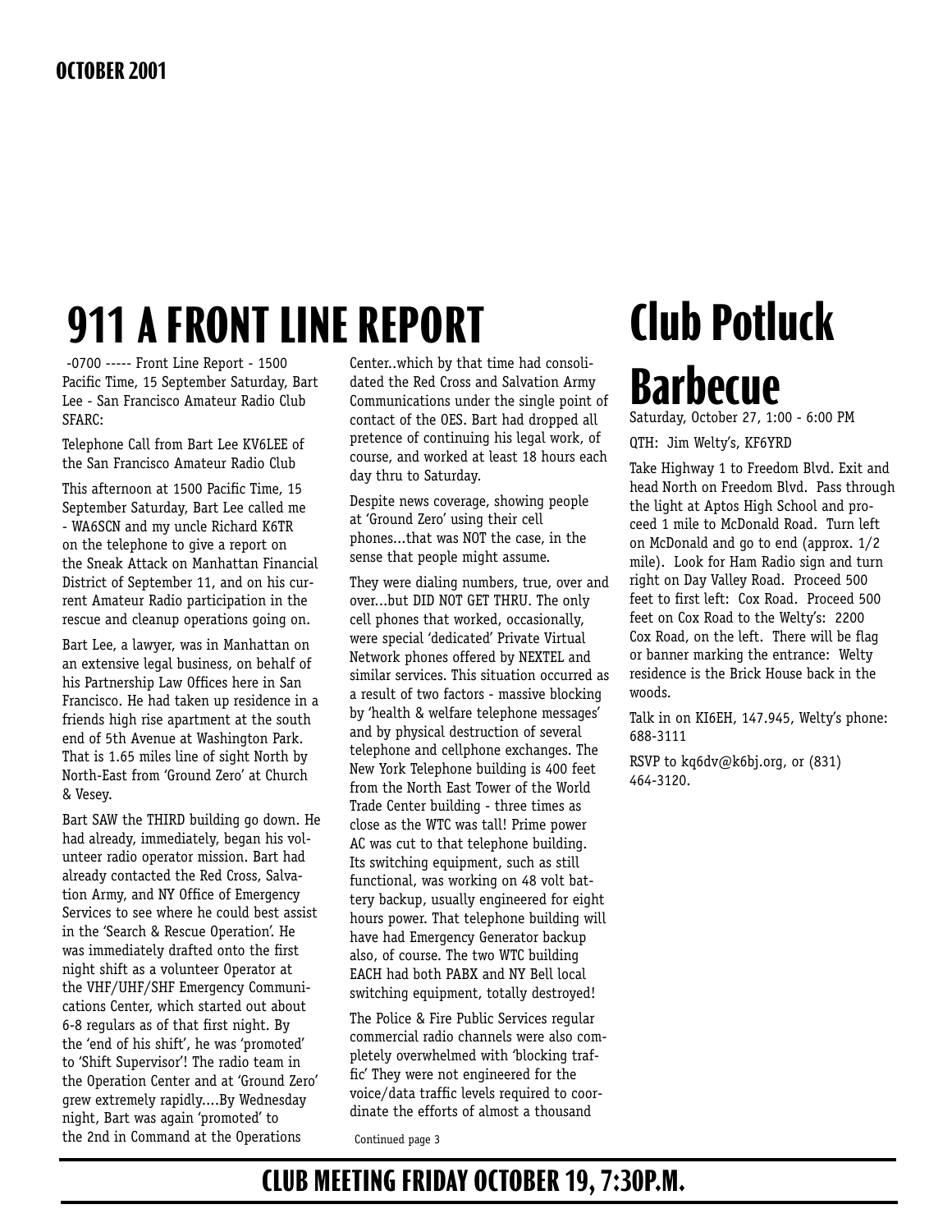**OCTOBER 2001**

# 911 A FRONT LINE REPORT

-0700 ----- Front Line Report - 1500 Pacific Time, 15 September Saturday, Bart Lee - San Francisco Amateur Radio Club SFARC:

Telephone Call from Bart Lee KV6LEE of the San Francisco Amateur Radio Club

This afternoon at 1500 Pacific Time, 15 September Saturday, Bart Lee called me - WA6SCN and my uncle Richard K6TR on the telephone to give a report on the Sneak Attack on Manhattan Financial District of September 11, and on his current Amateur Radio participation in the rescue and cleanup operations going on.

Bart Lee, a lawyer, was in Manhattan on an extensive legal business, on behalf of his Partnership Law Offices here in San Francisco. He had taken up residence in a friends high rise apartment at the south end of 5th Avenue at Washington Park. That is 1.65 miles line of sight North by North-East from 'Ground Zero' at Church & Vesey.

Bart SAW the THIRD building go down. He had already, immediately, began his volunteer radio operator mission. Bart had already contacted the Red Cross, Salvation Army, and NY Office of Emergency Services to see where he could best assist in the 'Search & Rescue Operation'. He was immediately drafted onto the first night shift as a volunteer Operator at the VHF/UHF/SHF Emergency Communications Center, which started out about 6-8 regulars as of that first night. By the 'end of his shift', he was 'promoted' to 'Shift Supervisor'! The radio team in the Operation Center and at 'Ground Zero' grew extremely rapidly....By Wednesday night, Bart was again 'promoted' to the 2nd in Command at the Operations Center..which by that time had consolidated the Red Cross and Salvation Army Communications under the single point of contact of the OES. Bart had dropped all pretence of continuing his legal work, of course, and worked at least 18 hours each day thru to Saturday.

Despite news coverage, showing people at 'Ground Zero' using their cell phones...that was NOT the case, in the sense that people might assume.

They were dialing numbers, true, over and over...but DID NOT GET THRU. The only cell phones that worked, occasionally, were special 'dedicated' Private Virtual Network phones offered by NEXTEL and similar services. This situation occurred as a result of two factors - massive blocking by 'health & welfare telephone messages' and by physical destruction of several telephone and cellphone exchanges. The New York Telephone building is 400 feet from the North East Tower of the World Trade Center building - three times as close as the WTC was tall! Prime power AC was cut to that telephone building. Its switching equipment, such as still functional, was working on 48 volt battery backup, usually engineered for eight hours power. That telephone building will have had Emergency Generator backup also, of course. The two WTC building EACH had both PABX and NY Bell local switching equipment, totally destroyed!

The Police & Fire Public Services regular commercial radio channels were also completely overwhelmed with 'blocking traffic' They were not engineered for the voice/data traffic levels required to coordinate the efforts of almost a thousand

Continued page 3

# Club Potluck Barbecue

Saturday, October 27, 1:00 - 6:00 PM

QTH: Jim Welty's, KF6YRD

Take Highway 1 to Freedom Blvd. Exit and head North on Freedom Blvd. Pass through the light at Aptos High School and proceed 1 mile to McDonald Road. Turn left on McDonald and go to end (approx. 1/2 mile). Look for Ham Radio sign and turn right on Day Valley Road. Proceed 500 feet to first left: Cox Road. Proceed 500 feet on Cox Road to the Welty's: 2200 Cox Road, on the left. There will be flag or banner marking the entrance: Welty residence is the Brick House back in the woods.

Talk in on KI6EH, 147.945, Welty's phone: 688-3111

RSVP to kq6dv@k6bj.org, or (831) 464-3120.

## CLUB MEETING FRIDAY OCTOBER 19, 7:30P.M.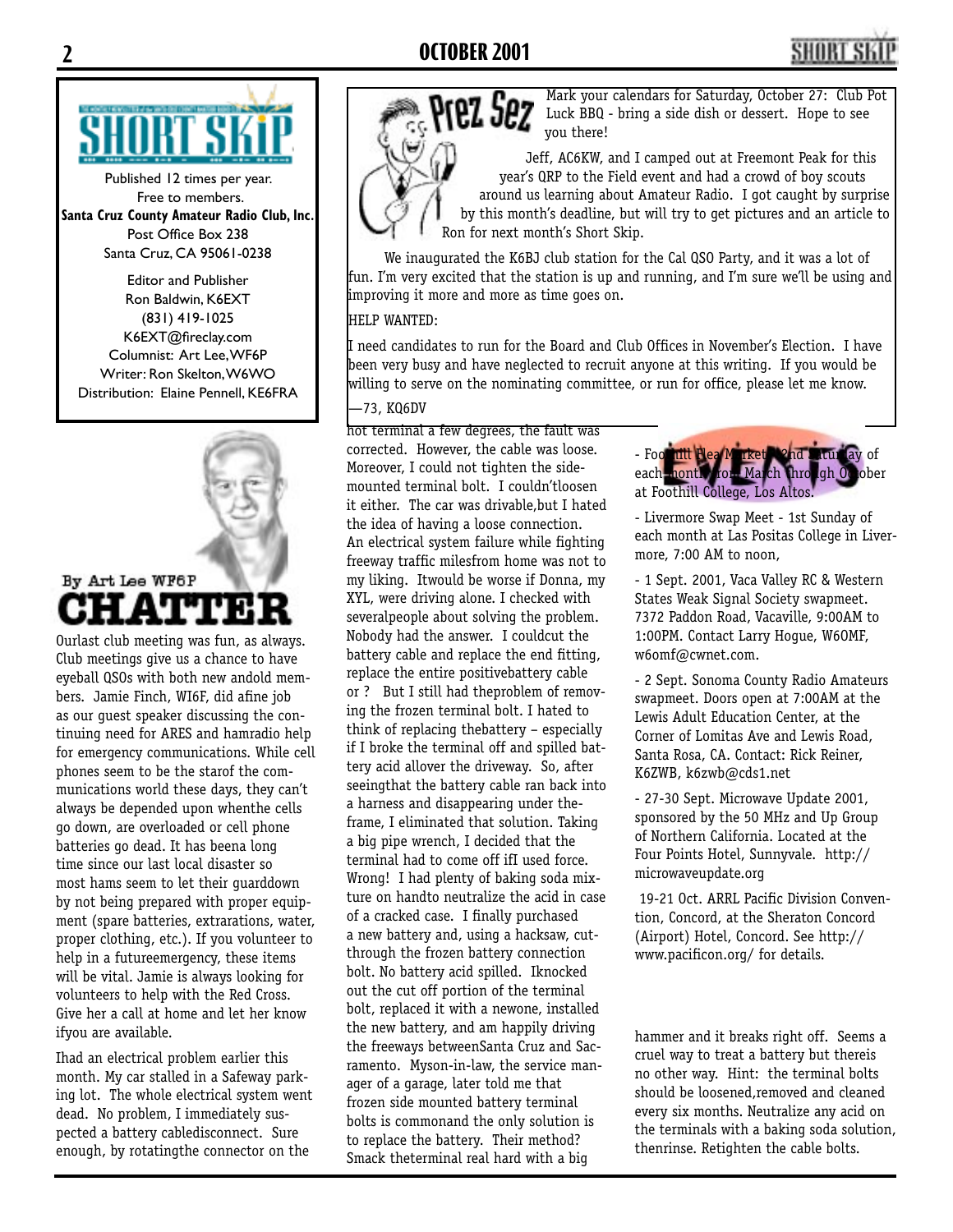Published 12 times per year.
Free to members.
**Santa Cruz County Amateur Radio Club, Inc.**
Post Office Box 238
Santa Cruz, CA 95061-0238

Editor and Publisher
Ron Baldwin, K6EXT
(831) 419-1025
K6EXT@fireclay.com
Columnist: Art Lee, WF6P
Writer: Ron Skelton, W6WO
Distribution: Elaine Pennell, KE6FRA

## Prez Sez

Mark your calendars for Saturday, October 27: Club Pot Luck BBQ - bring a side dish or dessert. Hope to see you there!

Jeff, AC6KW, and I camped out at Freemont Peak for this year's QRP to the Field event and had a crowd of boy scouts around us learning about Amateur Radio. I got caught by surprise by this month's deadline, but will try to get pictures and an article to Ron for next month's Short Skip.

We inaugurated the K6BJ club station for the Cal QSO Party, and it was a lot of fun. I'm very excited that the station is up and running, and I'm sure we'll be using and improving it more and more as time goes on.

HELP WANTED:

I need candidates to run for the Board and Club Offices in November's Election. I have been very busy and have neglected to recruit anyone at this writing. If you would be willing to serve on the nominating committee, or run for office, please let me know.

—73, KQ6DV

## CHATTER

By Art Lee WF6P

Ourlast club meeting was fun, as always. Club meetings give us a chance to have eyeball QSOs with both new andold members. Jamie Finch, WI6F, did afine job as our guest speaker discussing the continuing need for ARES and hamradio help for emergency communications. While cell phones seem to be the starof the communications world these days, they can't always be depended upon whenthe cells go down, are overloaded or cell phone batteries go dead. It has beena long time since our last local disaster so most hams seem to let their guarddown by not being prepared with proper equipment (spare batteries, extrarations, water, proper clothing, etc.). If you volunteer to help in a futureemergency, these items will be vital. Jamie is always looking for volunteers to help with the Red Cross. Give her a call at home and let her know ifyou are available.

Ihad an electrical problem earlier this month. My car stalled in a Safeway parking lot. The whole electrical system went dead. No problem, I immediately suspected a battery cabledisconnect. Sure enough, by rotatingthe connector on the hot terminal a few degrees, the fault was corrected. However, the cable was loose. Moreover, I could not tighten the side-mounted terminal bolt. I couldn'tloosen it either. The car was drivable,but I hated the idea of having a loose connection. An electrical system failure while fighting freeway traffic milesfrom home was not to my liking. Itwould be worse if Donna, my XYL, were driving alone. I checked with severalpeople about solving the problem. Nobody had the answer. I couldcut the battery cable and replace the end fitting, replace the entire positivebattery cable or ? But I still had theproblem of removing the frozen terminal bolt. I hated to think of replacing thebattery – especially if I broke the terminal off and spilled battery acid allover the driveway. So, after seeingthat the battery cable ran back into a harness and disappearing under theframe, I eliminated that solution. Taking a big pipe wrench, I decided that the terminal had to come off ifI used force. Wrong! I had plenty of baking soda mixture on handto neutralize the acid in case of a cracked case. I finally purchased a new battery and, using a hacksaw, cutthrough the frozen battery connection bolt. No battery acid spilled. Iknocked out the cut off portion of the terminal bolt, replaced it with a newone, installed the new battery, and am happily driving the freeways betweenSanta Cruz and Sacramento. Myson-in-law, the service manager of a garage, later told me that frozen side mounted battery terminal bolts is commonand the only solution is to replace the battery. Their method? Smack theterminal real hard with a big hammer and it breaks right off. Seems a cruel way to treat a battery but thereis no other way. Hint: the terminal bolts should be loosened,removed and cleaned every six months. Neutralize any acid on the terminals with a baking soda solution, thenrinse. Retighten the cable bolts.

## EVENTS

- Foothill Flea Market - 2nd Saturday of each month from March through October at Foothill College, Los Altos.

- Livermore Swap Meet - 1st Sunday of each month at Las Positas College in Livermore, 7:00 AM to noon,

- 1 Sept. 2001, Vaca Valley RC & Western States Weak Signal Society swapmeet. 7372 Paddon Road, Vacaville, 9:00AM to 1:00PM. Contact Larry Hogue, W6OMF, w6omf@cwnet.com.

- 2 Sept. Sonoma County Radio Amateurs swapmeet. Doors open at 7:00AM at the Lewis Adult Education Center, at the Corner of Lomitas Ave and Lewis Road, Santa Rosa, CA. Contact: Rick Reiner, K6ZWB, k6zwb@cds1.net

- 27-30 Sept. Microwave Update 2001, sponsored by the 50 MHz and Up Group of Northern California. Located at the Four Points Hotel, Sunnyvale. http://microwaveupdate.org

19-21 Oct. ARRL Pacific Division Convention, Concord, at the Sheraton Concord (Airport) Hotel, Concord. See http://www.pacificon.org/ for details.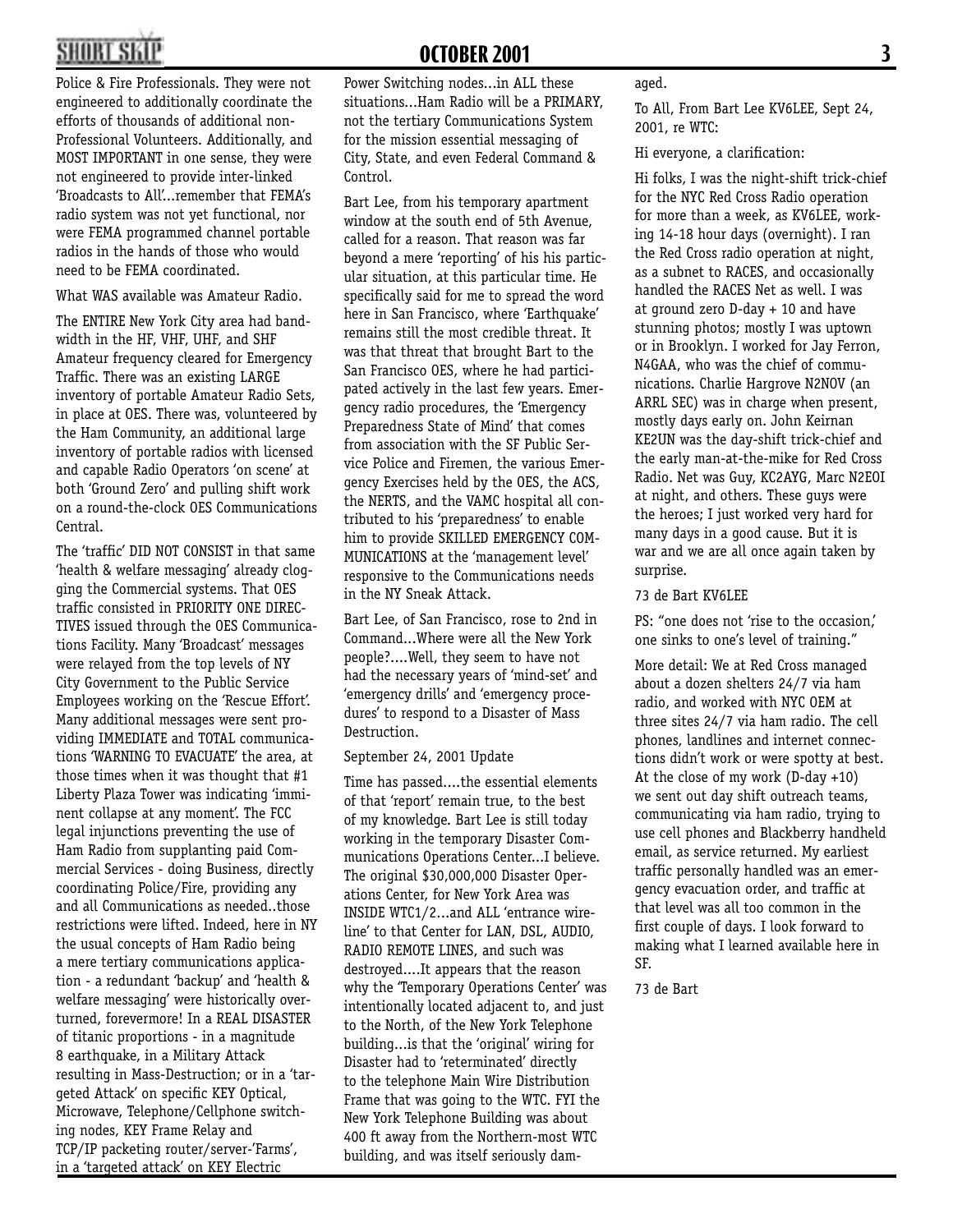Police & Fire Professionals. They were not engineered to additionally coordinate the efforts of thousands of additional non-Professional Volunteers. Additionally, and MOST IMPORTANT in one sense, they were not engineered to provide inter-linked 'Broadcasts to All'...remember that FEMA's radio system was not yet functional, nor were FEMA programmed channel portable radios in the hands of those who would need to be FEMA coordinated.

What WAS available was Amateur Radio.

The ENTIRE New York City area had bandwidth in the HF, VHF, UHF, and SHF Amateur frequency cleared for Emergency Traffic. There was an existing LARGE inventory of portable Amateur Radio Sets, in place at OES. There was, volunteered by the Ham Community, an additional large inventory of portable radios with licensed and capable Radio Operators 'on scene' at both 'Ground Zero' and pulling shift work on a round-the-clock OES Communications Central.

The 'traffic' DID NOT CONSIST in that same 'health & welfare messaging' already clogging the Commercial systems. That OES traffic consisted in PRIORITY ONE DIRECTIVES issued through the OES Communications Facility. Many 'Broadcast' messages were relayed from the top levels of NY City Government to the Public Service Employees working on the 'Rescue Effort'. Many additional messages were sent providing IMMEDIATE and TOTAL communications 'WARNING TO EVACUATE' the area, at those times when it was thought that #1 Liberty Plaza Tower was indicating 'imminent collapse at any moment'. The FCC legal injunctions preventing the use of Ham Radio from supplanting paid Commercial Services - doing Business, directly coordinating Police/Fire, providing any and all Communications as needed..those restrictions were lifted. Indeed, here in NY the usual concepts of Ham Radio being a mere tertiary communications application - a redundant 'backup' and 'health & welfare messaging' were historically overturned, forevermore! In a REAL DISASTER of titanic proportions - in a magnitude 8 earthquake, in a Military Attack resulting in Mass-Destruction; or in a 'targeted Attack' on specific KEY Optical, Microwave, Telephone/Cellphone switching nodes, KEY Frame Relay and TCP/IP packeting router/server-'Farms', in a 'targeted attack' on KEY Electric Power Switching nodes...in ALL these situations...Ham Radio will be a PRIMARY, not the tertiary Communications System for the mission essential messaging of City, State, and even Federal Command & Control.

Bart Lee, from his temporary apartment window at the south end of 5th Avenue, called for a reason. That reason was far beyond a mere 'reporting' of his his particular situation, at this particular time. He specifically said for me to spread the word here in San Francisco, where 'Earthquake' remains still the most credible threat. It was that threat that brought Bart to the San Francisco OES, where he had participated actively in the last few years. Emergency radio procedures, the 'Emergency Preparedness State of Mind' that comes from association with the SF Public Service Police and Firemen, the various Emergency Exercises held by the OES, the ACS, the NERTS, and the VAMC hospital all contributed to his 'preparedness' to enable him to provide SKILLED EMERGENCY COMMUNICATIONS at the 'management level' responsive to the Communications needs in the NY Sneak Attack.

Bart Lee, of San Francisco, rose to 2nd in Command...Where were all the New York people?....Well, they seem to have not had the necessary years of 'mind-set' and 'emergency drills' and 'emergency procedures' to respond to a Disaster of Mass Destruction.

September 24, 2001 Update

Time has passed....the essential elements of that 'report' remain true, to the best of my knowledge. Bart Lee is still today working in the temporary Disaster Communications Operations Center...I believe. The original $30,000,000 Disaster Operations Center, for New York Area was INSIDE WTC1/2...and ALL 'entrance wireline' to that Center for LAN, DSL, AUDIO, RADIO REMOTE LINES, and such was destroyed....It appears that the reason why the 'Temporary Operations Center' was intentionally located adjacent to, and just to the North, of the New York Telephone building...is that the 'original' wiring for Disaster had to 'reterminated' directly to the telephone Main Wire Distribution Frame that was going to the WTC. FYI the New York Telephone Building was about 400 ft away from the Northern-most WTC building, and was itself seriously damaged.

To All, From Bart Lee KV6LEE, Sept 24, 2001, re WTC:

Hi everyone, a clarification:

Hi folks, I was the night-shift trick-chief for the NYC Red Cross Radio operation for more than a week, as KV6LEE, working 14-18 hour days (overnight). I ran the Red Cross radio operation at night, as a subnet to RACES, and occasionally handled the RACES Net as well. I was at ground zero D-day + 10 and have stunning photos; mostly I was uptown or in Brooklyn. I worked for Jay Ferron, N4GAA, who was the chief of communications. Charlie Hargrove N2NOV (an ARRL SEC) was in charge when present, mostly days early on. John Keirnan KE2UN was the day-shift trick-chief and the early man-at-the-mike for Red Cross Radio. Net was Guy, KC2AYG, Marc N2EOI at night, and others. These guys were the heroes; I just worked very hard for many days in a good cause. But it is war and we are all once again taken by surprise.

73 de Bart KV6LEE

PS: "one does not 'rise to the occasion,' one sinks to one's level of training."

More detail: We at Red Cross managed about a dozen shelters 24/7 via ham radio, and worked with NYC OEM at three sites 24/7 via ham radio. The cell phones, landlines and internet connections didn't work or were spotty at best. At the close of my work (D-day +10) we sent out day shift outreach teams, communicating via ham radio, trying to use cell phones and Blackberry handheld email, as service returned. My earliest traffic personally handled was an emergency evacuation order, and traffic at that level was all too common in the first couple of days. I look forward to making what I learned available here in SF.

73 de Bart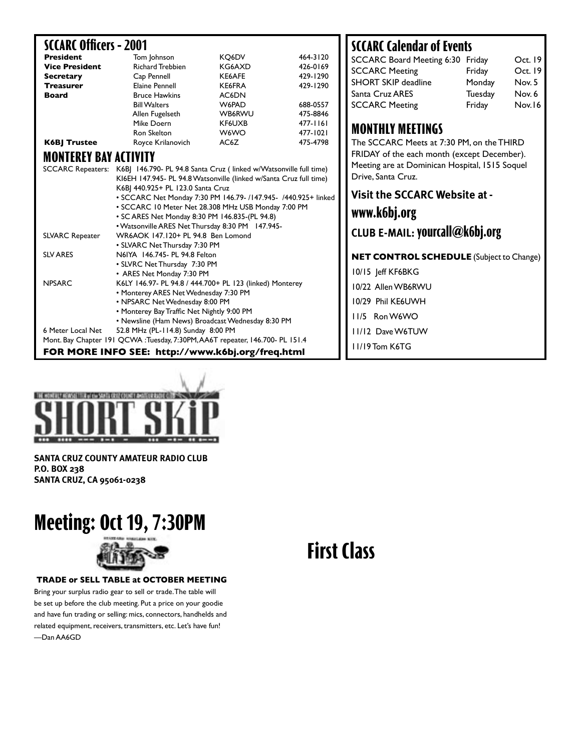## SCCARC Officers - 2001

| | | | |
|---|---|---|---|
| **President** | Tom Johnson | KQ6DV | 464-3120 |
| **Vice President** | Richard Trebbien | KG6AXD | 426-0169 |
| **Secretary** | Cap Pennell | KE6AFE | 429-1290 |
| **Treasurer** | Elaine Pennell | KE6FRA | 429-1290 |
| **Board** | Bruce Hawkins | AC6DN | |
| | Bill Walters | W6PAD | 688-0557 |
| | Allen Fugelseth | WB6RWU | 475-8846 |
| | Mike Doern | KF6UXB | 477-1161 |
| | Ron Skelton | W6WO | 477-1021 |
| **K6BJ Trustee** | Royce Krilanovich | AC6Z | 475-4798 |

## MONTEREY BAY ACTIVITY

| | |
|---|---|
| SCCARC Repeaters: | K6BJ 146.790- PL 94.8 Santa Cruz ( linked w/Watsonville full time) |
| | KI6EH 147.945- PL 94.8 Watsonville (linked w/Santa Cruz full time) |
| | K6BJ 440.925+ PL 123.0 Santa Cruz |
| | • SCCARC Net Monday 7:30 PM 146.79- /147.945- /440.925+ linked |
| | • SCCARC 10 Meter Net 28.308 MHz USB Monday 7:00 PM |
| | • SC ARES Net Monday 8:30 PM 146.835-(PL 94.8) |
| | • Watsonville ARES Net Thursday 8:30 PM 147.945- |
| SLVARC Repeater | WR6AOK 147.120+ PL 94.8 Ben Lomond |
| | • SLVARC Net Thursday 7:30 PM |
| SLV ARES | N6IYA 146.745- PL 94.8 Felton |
| | • SLVRC Net Thursday 7:30 PM |
| | • ARES Net Monday 7:30 PM |
| NPSARC | K6LY 146.97- PL 94.8 / 444.700+ PL 123 (linked) Monterey |
| | • Monterey ARES Net Wednesday 7:30 PM |
| | • NPSARC Net Wednesday 8:00 PM |
| | • Monterey Bay Traffic Net Nightly 9:00 PM |
| | • Newsline (Ham News) Broadcast Wednesday 8:30 PM |
| 6 Meter Local Net | 52.8 MHz (PL-114.8) Sunday 8:00 PM |

Mont. Bay Chapter 191 QCWA :Tuesday, 7:30PM, AA6T repeater, 146.700- PL 151.4

**FOR MORE INFO SEE: http://www.k6bj.org/freq.html**

## SCCARC Calendar of Events

| | | |
|---|---|---|
| SCCARC Board Meeting 6:30 | Friday | Oct. 19 |
| SCCARC Meeting | Friday | Oct. 19 |
| SHORT SKIP deadline | Monday | Nov. 5 |
| Santa Cruz ARES | Tuesday | Nov. 6 |
| SCCARC Meeting | Friday | Nov.16 |

## MONTHLY MEETINGS

The SCCARC Meets at 7:30 PM, on the THIRD FRIDAY of the each month (except December). Meeting are at Dominican Hospital, 1515 Soquel Drive, Santa Cruz.

**Visit the SCCARC Website at -**

**www.k6bj.org**

**CLUB E-MAIL: yourcall@k6bj.org**

**NET CONTROL SCHEDULE** (Subject to Change)

10/15 Jeff KF6BKG

10/22 Allen WB6RWU

10/29 Phil KE6UWH

11/5 Ron W6WO

11/12 Dave W6TUW

11/19 Tom K6TG

THE MONTHLY NEWSLETTER of the SANTA CRUZ COUNTY AMATEUR RADIO CLUB

# SHORT SKIP

**SANTA CRUZ COUNTY AMATEUR RADIO CLUB**
**P.O. BOX 238**
**SANTA CRUZ, CA 95061-0238**

# Meeting: Oct 19, 7:30PM

# First Class

**TRADE or SELL TABLE at OCTOBER MEETING**

Bring your surplus radio gear to sell or trade. The table will be set up before the club meeting. Put a price on your goodie and have fun trading or selling: mics, connectors, handhelds and related equipment, receivers, transmitters, etc. Let's have fun!
—Dan AA6GD